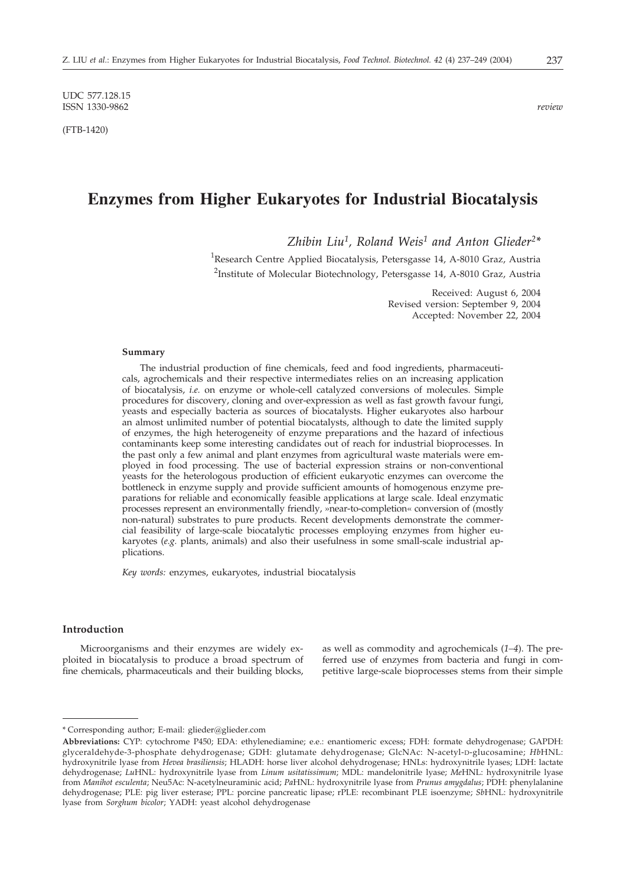UDC 577.128.15
ISSN 1330-9862

*review*

(FTB-1420)

# Enzymes from Higher Eukaryotes for Industrial Biocatalysis

*Zhibin Liu[1], Roland Weis[1] and Anton Glieder[2]\**

[1]Research Centre Applied Biocatalysis, Petersgasse 14, A-8010 Graz, Austria
[2]Institute of Molecular Biotechnology, Petersgasse 14, A-8010 Graz, Austria

Received: August 6, 2004
Revised version: September 9, 2004
Accepted: November 22, 2004

#### Summary

The industrial production of fine chemicals, feed and food ingredients, pharmaceuticals, agrochemicals and their respective intermediates relies on an increasing application of biocatalysis, *i.e.* on enzyme or whole-cell catalyzed conversions of molecules. Simple procedures for discovery, cloning and over-expression as well as fast growth favour fungi, yeasts and especially bacteria as sources of biocatalysts. Higher eukaryotes also harbour an almost unlimited number of potential biocatalysts, although to date the limited supply of enzymes, the high heterogeneity of enzyme preparations and the hazard of infectious contaminants keep some interesting candidates out of reach for industrial bioprocesses. In the past only a few animal and plant enzymes from agricultural waste materials were employed in food processing. The use of bacterial expression strains or non-conventional yeasts for the heterologous production of efficient eukaryotic enzymes can overcome the bottleneck in enzyme supply and provide sufficient amounts of homogenous enzyme preparations for reliable and economically feasible applications at large scale. Ideal enzymatic processes represent an environmentally friendly, »near-to-completion« conversion of (mostly non-natural) substrates to pure products. Recent developments demonstrate the commercial feasibility of large-scale biocatalytic processes employing enzymes from higher eukaryotes (*e.g.* plants, animals) and also their usefulness in some small-scale industrial applications.

*Key words:* enzymes, eukaryotes, industrial biocatalysis

### Introduction

Microorganisms and their enzymes are widely exploited in biocatalysis to produce a broad spectrum of fine chemicals, pharmaceuticals and their building blocks, as well as commodity and agrochemicals (*1–4*). The preferred use of enzymes from bacteria and fungi in competitive large-scale bioprocesses stems from their simple

---

\* Corresponding author; E-mail: glieder@glieder.com

**Abbreviations:** CYP: cytochrome P450; EDA: ethylenediamine; e.e.: enantiomeric excess; FDH: formate dehydrogenase; GAPDH: glyceraldehyde-3-phosphate dehydrogenase; GDH: glutamate dehydrogenase; GlcNAc: N-acetyl-D-glucosamine; *Hb*HNL: hydroxynitrile lyase from *Hevea brasiliensis*; HLADH: horse liver alcohol dehydrogenase; HNLs: hydroxynitrile lyases; LDH: lactate dehydrogenase; *Lu*HNL: hydroxynitrile lyase from *Linum usitatissimum*; MDL: mandelonitrile lyase; *Me*HNL: hydroxynitrile lyase from *Manihot esculenta*; Neu5Ac: N-acetylneuraminic acid; *Pa*HNL: hydroxynitrile lyase from *Prunus amygdalus*; PDH: phenylalanine dehydrogenase; PLE: pig liver esterase; PPL: porcine pancreatic lipase; rPLE: recombinant PLE isoenzyme; *Sb*HNL: hydroxynitrile lyase from *Sorghum bicolor*; YADH: yeast alcohol dehydrogenase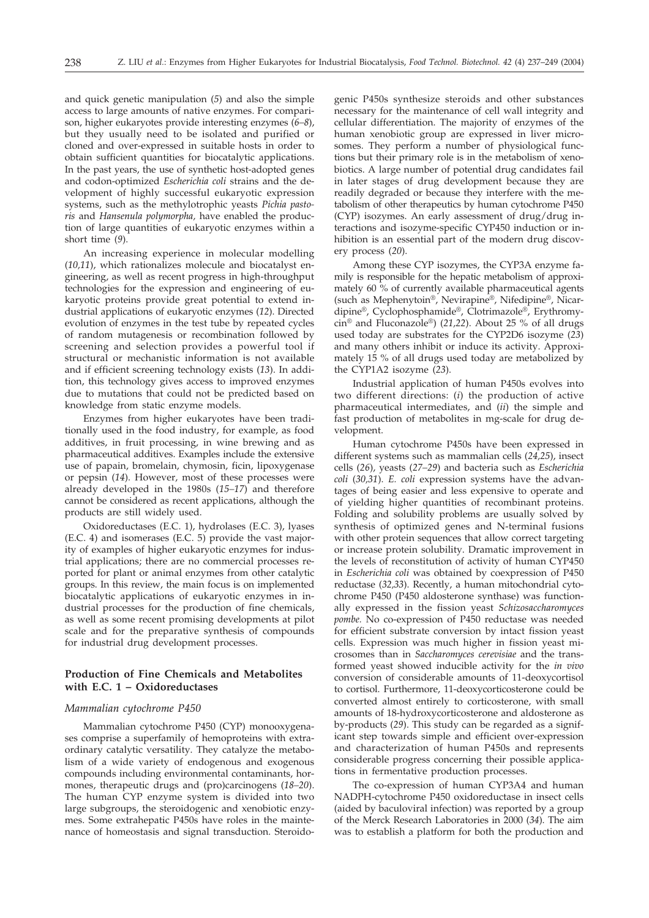and quick genetic manipulation (*5*) and also the simple access to large amounts of native enzymes. For comparison, higher eukaryotes provide interesting enzymes (*6–8*), but they usually need to be isolated and purified or cloned and over-expressed in suitable hosts in order to obtain sufficient quantities for biocatalytic applications. In the past years, the use of synthetic host-adopted genes and codon-optimized *Escherichia coli* strains and the development of highly successful eukaryotic expression systems, such as the methylotrophic yeasts *Pichia pastoris* and *Hansenula polymorpha*, have enabled the production of large quantities of eukaryotic enzymes within a short time (*9*).

An increasing experience in molecular modelling (*10,11*), which rationalizes molecule and biocatalyst engineering, as well as recent progress in high-throughput technologies for the expression and engineering of eukaryotic proteins provide great potential to extend industrial applications of eukaryotic enzymes (*12*). Directed evolution of enzymes in the test tube by repeated cycles of random mutagenesis or recombination followed by screening and selection provides a powerful tool if structural or mechanistic information is not available and if efficient screening technology exists (*13*). In addition, this technology gives access to improved enzymes due to mutations that could not be predicted based on knowledge from static enzyme models.

Enzymes from higher eukaryotes have been traditionally used in the food industry, for example, as food additives, in fruit processing, in wine brewing and as pharmaceutical additives. Examples include the extensive use of papain, bromelain, chymosin, ficin, lipoxygenase or pepsin (*14*). However, most of these processes were already developed in the 1980s (*15–17*) and therefore cannot be considered as recent applications, although the products are still widely used.

Oxidoreductases (E.C. 1), hydrolases (E.C. 3), lyases (E.C. 4) and isomerases (E.C. 5) provide the vast majority of examples of higher eukaryotic enzymes for industrial applications; there are no commercial processes reported for plant or animal enzymes from other catalytic groups. In this review, the main focus is on implemented biocatalytic applications of eukaryotic enzymes in industrial processes for the production of fine chemicals, as well as some recent promising developments at pilot scale and for the preparative synthesis of compounds for industrial drug development processes.

## Production of Fine Chemicals and Metabolites with E.C. 1 – Oxidoreductases

### *Mammalian cytochrome P450*

Mammalian cytochrome P450 (CYP) monooxygenases comprise a superfamily of hemoproteins with extraordinary catalytic versatility. They catalyze the metabolism of a wide variety of endogenous and exogenous compounds including environmental contaminants, hormones, therapeutic drugs and (pro)carcinogens (*18–20*). The human CYP enzyme system is divided into two large subgroups, the steroidogenic and xenobiotic enzymes. Some extrahepatic P450s have roles in the maintenance of homeostasis and signal transduction. Steroidogenic P450s synthesize steroids and other substances necessary for the maintenance of cell wall integrity and cellular differentiation. The majority of enzymes of the human xenobiotic group are expressed in liver microsomes. They perform a number of physiological functions but their primary role is in the metabolism of xenobiotics. A large number of potential drug candidates fail in later stages of drug development because they are readily degraded or because they interfere with the metabolism of other therapeutics by human cytochrome P450 (CYP) isozymes. An early assessment of drug/drug interactions and isozyme-specific CYP450 induction or inhibition is an essential part of the modern drug discovery process (*20*).

Among these CYP isozymes, the CYP3A enzyme family is responsible for the hepatic metabolism of approximately 60 % of currently available pharmaceutical agents (such as Mephenytoin®, Nevirapine®, Nifedipine®, Nicardipine®, Cyclophosphamide®, Clotrimazole®, Erythromycin® and Fluconazole®) (*21,22*). About 25 % of all drugs used today are substrates for the CYP2D6 isozyme (*23*) and many others inhibit or induce its activity. Approximately 15 % of all drugs used today are metabolized by the CYP1A2 isozyme (*23*).

Industrial application of human P450s evolves into two different directions: (*i*) the production of active pharmaceutical intermediates, and (*ii*) the simple and fast production of metabolites in mg-scale for drug development.

Human cytochrome P450s have been expressed in different systems such as mammalian cells (*24,25*), insect cells (*26*), yeasts (*27–29*) and bacteria such as *Escherichia coli* (*30,31*). *E. coli* expression systems have the advantages of being easier and less expensive to operate and of yielding higher quantities of recombinant proteins. Folding and solubility problems are usually solved by synthesis of optimized genes and N-terminal fusions with other protein sequences that allow correct targeting or increase protein solubility. Dramatic improvement in the levels of reconstitution of activity of human CYP450 in *Escherichia coli* was obtained by coexpression of P450 reductase (*32,33*). Recently, a human mitochondrial cytochrome P450 (P450 aldosterone synthase) was functionally expressed in the fission yeast *Schizosaccharomyces pombe*. No co-expression of P450 reductase was needed for efficient substrate conversion by intact fission yeast cells. Expression was much higher in fission yeast microsomes than in *Saccharomyces cerevisiae* and the transformed yeast showed inducible activity for the *in vivo* conversion of considerable amounts of 11-deoxycortisol to cortisol. Furthermore, 11-deoxycorticosterone could be converted almost entirely to corticosterone, with small amounts of 18-hydroxycorticosterone and aldosterone as by-products (*29*). This study can be regarded as a significant step towards simple and efficient over-expression and characterization of human P450s and represents considerable progress concerning their possible applications in fermentative production processes.

The co-expression of human CYP3A4 and human NADPH-cytochrome P450 oxidoreductase in insect cells (aided by baculoviral infection) was reported by a group of the Merck Research Laboratories in 2000 (*34*). The aim was to establish a platform for both the production and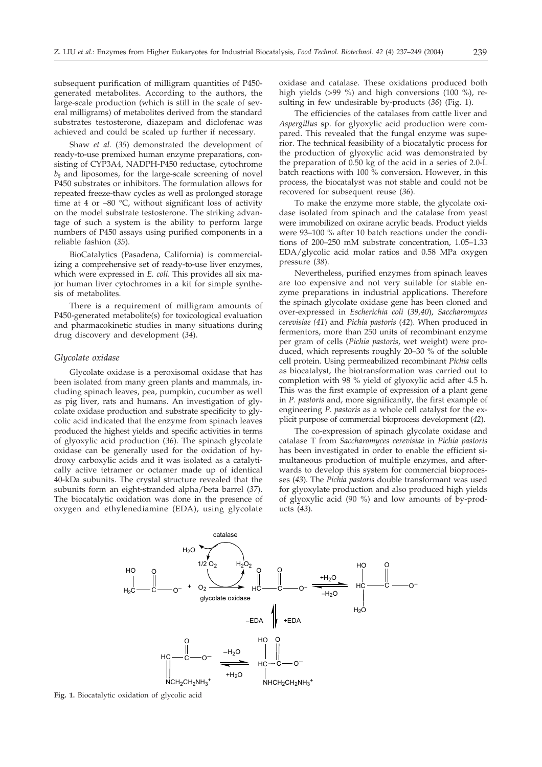subsequent purification of milligram quantities of P450-generated metabolites. According to the authors, the large-scale production (which is still in the scale of several milligrams) of metabolites derived from the standard substrates testosterone, diazepam and diclofenac was achieved and could be scaled up further if necessary.

Shaw *et al.* (*35*) demonstrated the development of ready-to-use premixed human enzyme preparations, consisting of CYP3A4, NADPH-P450 reductase, cytochrome $b_5$ and liposomes, for the large-scale screening of novel P450 substrates or inhibitors. The formulation allows for repeated freeze-thaw cycles as well as prolonged storage time at 4 or –80 °C, without significant loss of activity on the model substrate testosterone. The striking advantage of such a system is the ability to perform large numbers of P450 assays using purified components in a reliable fashion (*35*).

BioCatalytics (Pasadena, California) is commercializing a comprehensive set of ready-to-use liver enzymes, which were expressed in *E. coli.* This provides all six major human liver cytochromes in a kit for simple synthesis of metabolites.

There is a requirement of milligram amounts of P450-generated metabolite(s) for toxicological evaluation and pharmacokinetic studies in many situations during drug discovery and development (*34*).

### *Glycolate oxidase*

Glycolate oxidase is a peroxisomal oxidase that has been isolated from many green plants and mammals, including spinach leaves, pea, pumpkin, cucumber as well as pig liver, rats and humans. An investigation of glycolate oxidase production and substrate specificity to glycolic acid indicated that the enzyme from spinach leaves produced the highest yields and specific activities in terms of glyoxylic acid production (*36*). The spinach glycolate oxidase can be generally used for the oxidation of hydroxy carboxylic acids and it was isolated as a catalytically active tetramer or octamer made up of identical 40-kDa subunits. The crystal structure revealed that the subunits form an eight-stranded alpha/beta barrel (*37*). The biocatalytic oxidation was done in the presence of oxygen and ethylenediamine (EDA), using glycolate oxidase and catalase. These oxidations produced both high yields (>99 %) and high conversions (100 %), resulting in few undesirable by-products (*36*) (Fig. 1).

The efficiencies of the catalases from cattle liver and *Aspergillus* sp. for glyoxylic acid production were compared. This revealed that the fungal enzyme was superior. The technical feasibility of a biocatalytic process for the production of glyoxylic acid was demonstrated by the preparation of 0.50 kg of the acid in a series of 2.0-L batch reactions with 100 % conversion. However, in this process, the biocatalyst was not stable and could not be recovered for subsequent reuse (*36*).

To make the enzyme more stable, the glycolate oxidase isolated from spinach and the catalase from yeast were immobilized on oxirane acrylic beads. Product yields were 93–100 % after 10 batch reactions under the conditions of 200–250 mM substrate concentration, 1.05–1.33 EDA/glycolic acid molar ratios and 0.58 MPa oxygen pressure (*38*).

Nevertheless, purified enzymes from spinach leaves are too expensive and not very suitable for stable enzyme preparations in industrial applications. Therefore the spinach glycolate oxidase gene has been cloned and over-expressed in *Escherichia coli* (*39,40*), *Saccharomyces cerevisiae (41)* and *Pichia pastoris* (*42*). When produced in fermentors, more than 250 units of recombinant enzyme per gram of cells (*Pichia pastoris*, wet weight) were produced, which represents roughly 20–30 % of the soluble cell protein. Using permeabilized recombinant *Pichia* cells as biocatalyst, the biotransformation was carried out to completion with 98 % yield of glyoxylic acid after 4.5 h. This was the first example of expression of a plant gene in *P. pastoris* and, more significantly, the first example of engineering *P. pastoris* as a whole cell catalyst for the explicit purpose of commercial bioprocess development (*42*).

The co-expression of spinach glycolate oxidase and catalase T from *Saccharomyces cerevisiae* in *Pichia pastoris* has been investigated in order to enable the efficient simultaneous production of multiple enzymes, and afterwards to develop this system for commercial bioprocesses (*43*). The *Pichia pastoris* double transformant was used for glyoxylate production and also produced high yields of glyoxylic acid (90 %) and low amounts of by-products (*43*).

**Fig. 1.** Biocatalytic oxidation of glycolic acid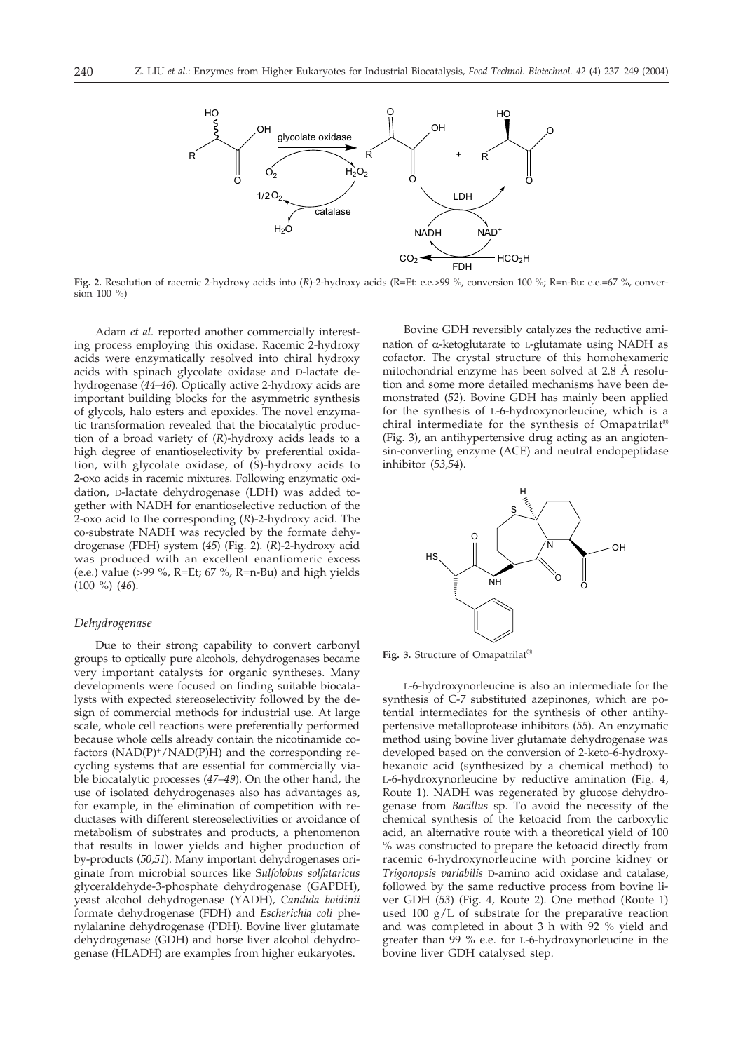**Fig. 2.** Resolution of racemic 2-hydroxy acids into (*R*)-2-hydroxy acids (R=Et: e.e.>99 %, conversion 100 %; R=n-Bu: e.e.=67 %, conversion 100 %)

Adam *et al.* reported another commercially interesting process employing this oxidase. Racemic 2-hydroxy acids were enzymatically resolved into chiral hydroxy acids with spinach glycolate oxidase and D-lactate dehydrogenase (*44–46*). Optically active 2-hydroxy acids are important building blocks for the asymmetric synthesis of glycols, halo esters and epoxides. The novel enzymatic transformation revealed that the biocatalytic production of a broad variety of (*R*)-hydroxy acids leads to a high degree of enantioselectivity by preferential oxidation, with glycolate oxidase, of (*S*)-hydroxy acids to 2-oxo acids in racemic mixtures. Following enzymatic oxidation, D-lactate dehydrogenase (LDH) was added together with NADH for enantioselective reduction of the 2-oxo acid to the corresponding (*R*)-2-hydroxy acid. The co-substrate NADH was recycled by the formate dehydrogenase (FDH) system (*45*) (Fig. 2). (*R*)-2-hydroxy acid was produced with an excellent enantiomeric excess (e.e.) value (>99 %, R=Et; 67 %, R=n-Bu) and high yields (100 %) (*46*).

### *Dehydrogenase*

Due to their strong capability to convert carbonyl groups to optically pure alcohols, dehydrogenases became very important catalysts for organic syntheses. Many developments were focused on finding suitable biocatalysts with expected stereoselectivity followed by the design of commercial methods for industrial use. At large scale, whole cell reactions were preferentially performed because whole cells already contain the nicotinamide cofactors ($NAD(P)^+/NAD(P)H$) and the corresponding recycling systems that are essential for commercially viable biocatalytic processes (*47–49*). On the other hand, the use of isolated dehydrogenases also has advantages as, for example, in the elimination of competition with reductases with different stereoselectivities or avoidance of metabolism of substrates and products, a phenomenon that results in lower yields and higher production of by-products (*50,51*). Many important dehydrogenases originate from microbial sources like *Sulfolobus solfataricus* glyceraldehyde-3-phosphate dehydrogenase (GAPDH), yeast alcohol dehydrogenase (YADH), *Candida boidinii* formate dehydrogenase (FDH) and *Escherichia coli* phenylalanine dehydrogenase (PDH). Bovine liver glutamate dehydrogenase (GDH) and horse liver alcohol dehydrogenase (HLADH) are examples from higher eukaryotes.

Bovine GDH reversibly catalyzes the reductive amination of α-ketoglutarate to L-glutamate using NADH as cofactor. The crystal structure of this homohexameric mitochondrial enzyme has been solved at 2.8 Å resolution and some more detailed mechanisms have been demonstrated (*52*). Bovine GDH has mainly been applied for the synthesis of L-6-hydroxynorleucine, which is a chiral intermediate for the synthesis of Omapatrilat® (Fig. 3), an antihypertensive drug acting as an angiotensin-converting enzyme (ACE) and neutral endopeptidase inhibitor (*53,54*).

**Fig. 3.** Structure of Omapatrilat®

L-6-hydroxynorleucine is also an intermediate for the synthesis of C-7 substituted azepinones, which are potential intermediates for the synthesis of other antihypertensive metalloprotease inhibitors (*55*). An enzymatic method using bovine liver glutamate dehydrogenase was developed based on the conversion of 2-keto-6-hydroxyhexanoic acid (synthesized by a chemical method) to L-6-hydroxynorleucine by reductive amination (Fig. 4, Route 1). NADH was regenerated by glucose dehydrogenase from *Bacillus* sp. To avoid the necessity of the chemical synthesis of the ketoacid from the carboxylic acid, an alternative route with a theoretical yield of 100 % was constructed to prepare the ketoacid directly from racemic 6-hydroxynorleucine with porcine kidney or *Trigonopsis variabilis* D-amino acid oxidase and catalase, followed by the same reductive process from bovine liver GDH (*53*) (Fig. 4, Route 2). One method (Route 1) used 100 g/L of substrate for the preparative reaction and was completed in about 3 h with 92 % yield and greater than 99 % e.e. for L-6-hydroxynorleucine in the bovine liver GDH catalysed step.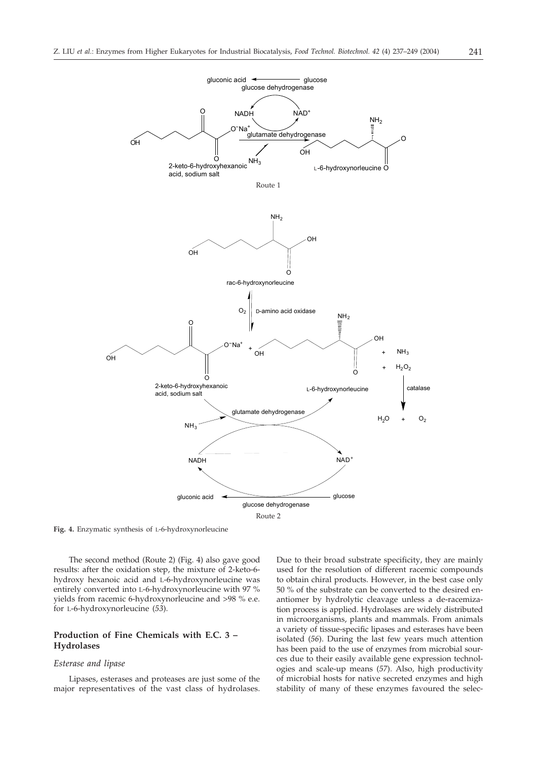**Fig. 4.** Enzymatic synthesis of L-6-hydroxynorleucine

The second method (Route 2) (Fig. 4) also gave good results: after the oxidation step, the mixture of 2-keto-6-hydroxy hexanoic acid and L-6-hydroxynorleucine was entirely converted into L-6-hydroxynorleucine with 97 % yields from racemic 6-hydroxynorleucine and >98 % e.e. for L-6-hydroxynorleucine (*53*).

## Production of Fine Chemicals with E.C. 3 – Hydrolases

### *Esterase and lipase*

Lipases, esterases and proteases are just some of the major representatives of the vast class of hydrolases. Due to their broad substrate specificity, they are mainly used for the resolution of different racemic compounds to obtain chiral products. However, in the best case only 50 % of the substrate can be converted to the desired enantiomer by hydrolytic cleavage unless a de-racemization process is applied. Hydrolases are widely distributed in microorganisms, plants and mammals. From animals a variety of tissue-specific lipases and esterases have been isolated (*56*). During the last few years much attention has been paid to the use of enzymes from microbial sources due to their easily available gene expression technologies and scale-up means (*57*). Also, high productivity of microbial hosts for native secreted enzymes and high stability of many of these enzymes favoured the selec-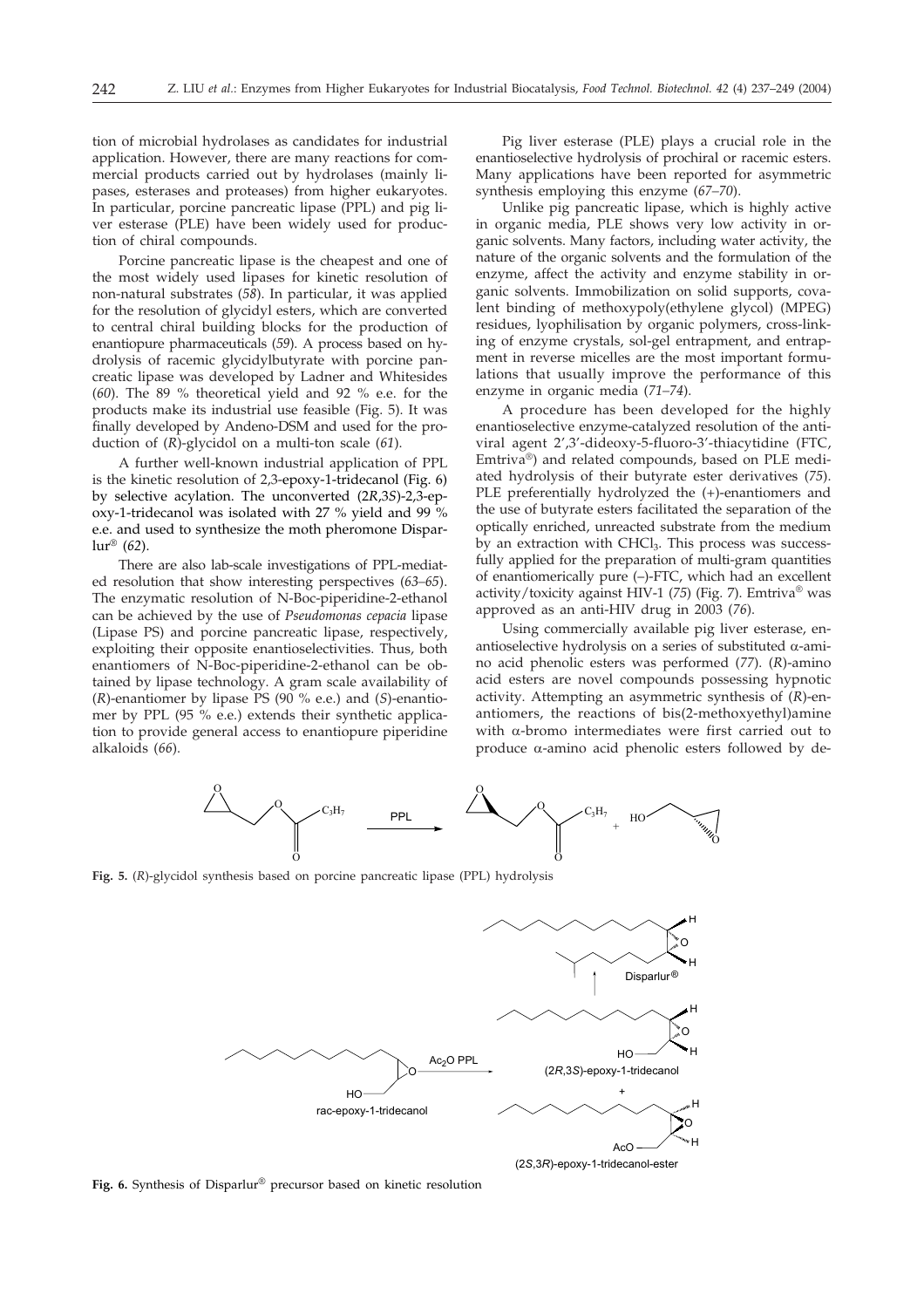tion of microbial hydrolases as candidates for industrial application. However, there are many reactions for commercial products carried out by hydrolases (mainly lipases, esterases and proteases) from higher eukaryotes. In particular, porcine pancreatic lipase (PPL) and pig liver esterase (PLE) have been widely used for production of chiral compounds.

Porcine pancreatic lipase is the cheapest and one of the most widely used lipases for kinetic resolution of non-natural substrates (*58*). In particular, it was applied for the resolution of glycidyl esters, which are converted to central chiral building blocks for the production of enantiopure pharmaceuticals (*59*). A process based on hydrolysis of racemic glycidylbutyrate with porcine pancreatic lipase was developed by Ladner and Whitesides (*60*). The 89 % theoretical yield and 92 % e.e. for the products make its industrial use feasible (Fig. 5). It was finally developed by Andeno-DSM and used for the production of (*R*)-glycidol on a multi-ton scale (*61*).

A further well-known industrial application of PPL is the kinetic resolution of 2,3-epoxy-1-tridecanol (Fig. 6) by selective acylation. The unconverted (2*R*,3*S*)-2,3-epoxy-1-tridecanol was isolated with 27 % yield and 99 % e.e. and used to synthesize the moth pheromone Disparlur® (*62*).

There are also lab-scale investigations of PPL-mediated resolution that show interesting perspectives (*63–65*). The enzymatic resolution of N-Boc-piperidine-2-ethanol can be achieved by the use of *Pseudomonas cepacia* lipase (Lipase PS) and porcine pancreatic lipase, respectively, exploiting their opposite enantioselectivities. Thus, both enantiomers of N-Boc-piperidine-2-ethanol can be obtained by lipase technology. A gram scale availability of (*R*)-enantiomer by lipase PS (90 % e.e.) and (*S*)-enantiomer by PPL (95 % e.e.) extends their synthetic application to provide general access to enantiopure piperidine alkaloids (*66*).

Pig liver esterase (PLE) plays a crucial role in the enantioselective hydrolysis of prochiral or racemic esters. Many applications have been reported for asymmetric synthesis employing this enzyme (*67–70*).

Unlike pig pancreatic lipase, which is highly active in organic solvents, PLE shows very low activity in organic solvents. Many factors, including water activity, the nature of the organic solvents and the formulation of the enzyme, affect the activity and enzyme stability in organic solvents. Immobilization on solid supports, covalent binding of methoxypoly(ethylene glycol) (MPEG) residues, lyophilisation by organic polymers, cross-linking of enzyme crystals, sol-gel entrapment, and entrapment in reverse micelles are the most important formulations that usually improve the performance of this enzyme in organic media (*71–74*).

A procedure has been developed for the highly enantioselective enzyme-catalyzed resolution of the antiviral agent 2',3'-dideoxy-5-fluoro-3'-thiacytidine (FTC, Emtriva®) and related compounds, based on PLE mediated hydrolysis of their butyrate ester derivatives (*75*). PLE preferentially hydrolyzed the (+)-enantiomers and the use of butyrate esters facilitated the separation of the optically enriched, unreacted substrate from the medium by an extraction with $CHCl_3$. This process was successfully applied for the preparation of multi-gram quantities of enantiomerically pure (–)-FTC, which had an excellent activity/toxicity against HIV-1 (*75*) (Fig. 7). Emtriva® was approved as an anti-HIV drug in 2003 (*76*).

Using commercially available pig liver esterase, enantioselective hydrolysis on a series of substituted α-amino acid phenolic esters was performed (*77*). (*R*)-amino acid esters are novel compounds possessing hypnotic activity. Attempting an asymmetric synthesis of (*R*)-enantiomers, the reactions of bis(2-methoxyethyl)amine with α-bromo intermediates were first carried out to produce α-amino acid phenolic esters followed by de-

**Fig. 5.** (*R*)-glycidol synthesis based on porcine pancreatic lipase (PPL) hydrolysis

**Fig. 6.** Synthesis of Disparlur® precursor based on kinetic resolution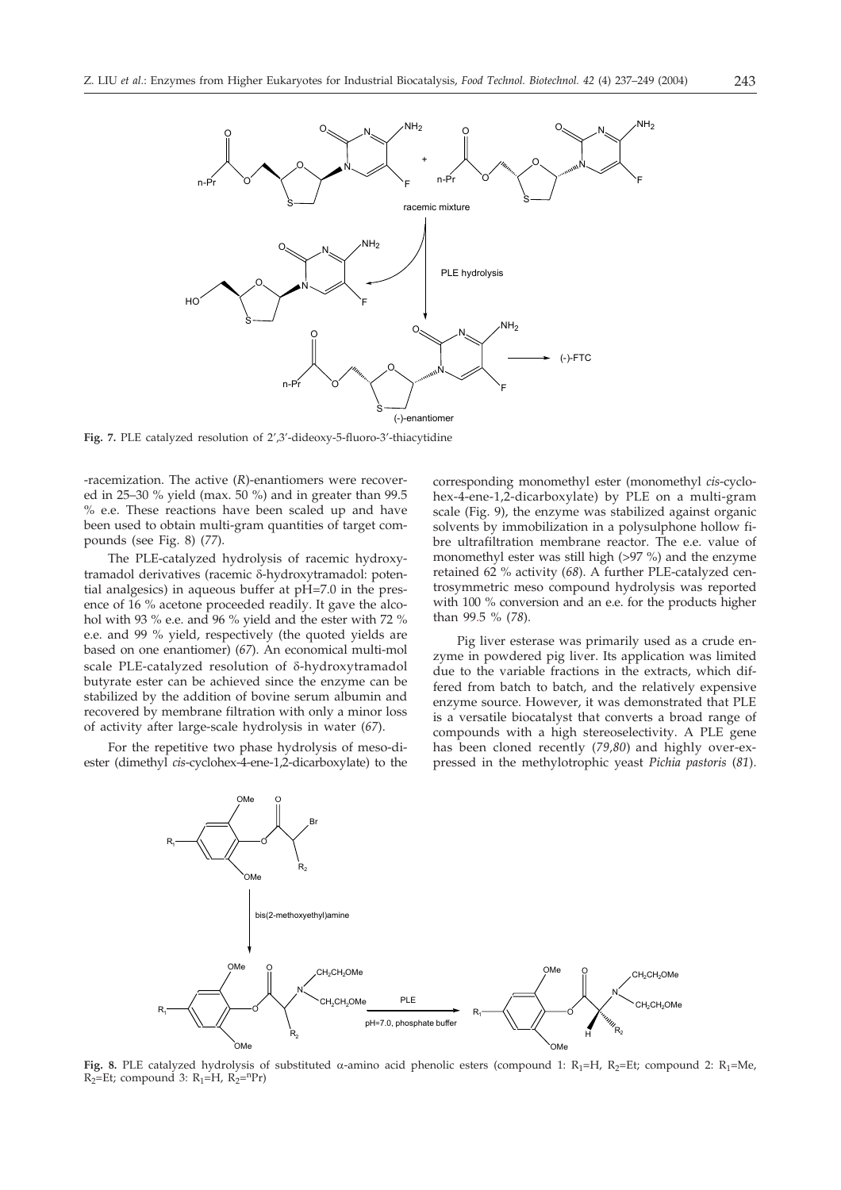**Fig. 7.** PLE catalyzed resolution of 2',3'-dideoxy-5-fluoro-3'-thiacytidine

-racemization. The active (*R*)-enantiomers were recovered in 25–30 % yield (max. 50 %) and in greater than 99.5 % e.e. These reactions have been scaled up and have been used to obtain multi-gram quantities of target compounds (see Fig. 8) (*77*).

The PLE-catalyzed hydrolysis of racemic hydroxytramadol derivatives (racemic δ-hydroxytramadol: potential analgesics) in aqueous buffer at pH=7.0 in the presence of 16 % acetone proceeded readily. It gave the alcohol with 93 % e.e. and 96 % yield and the ester with 72 % e.e. and 99 % yield, respectively (the quoted yields are based on one enantiomer) (*67*). An economical multi-mol scale PLE-catalyzed resolution of δ-hydroxytramadol butyrate ester can be achieved since the enzyme can be stabilized by the addition of bovine serum albumin and recovered by membrane filtration with only a minor loss of activity after large-scale hydrolysis in water (*67*).

For the repetitive two phase hydrolysis of meso-diester (dimethyl *cis*-cyclohex-4-ene-1,2-dicarboxylate) to the corresponding monomethyl ester (monomethyl *cis*-cyclohex-4-ene-1,2-dicarboxylate) by PLE on a multi-gram scale (Fig. 9), the enzyme was stabilized against organic solvents by immobilization in a polysulphone hollow fibre ultrafiltration membrane reactor. The e.e. value of monomethyl ester was still high (>97 %) and the enzyme retained 62 % activity (*68*). A further PLE-catalyzed centrosymmetric meso compound hydrolysis was reported with 100 % conversion and an e.e. for the products higher than 99.5 % (*78*).

Pig liver esterase was primarily used as a crude enzyme in powdered pig liver. Its application was limited due to the variable fractions in the extracts, which differed from batch to batch, and the relatively expensive enzyme source. However, it was demonstrated that PLE is a versatile biocatalyst that converts a broad range of compounds with a high stereoselectivity. A PLE gene has been cloned recently (*79,80*) and highly over-expressed in the methylotrophic yeast *Pichia pastoris* (*81*).

**Fig. 8.** PLE catalyzed hydrolysis of substituted α-amino acid phenolic esters (compound 1: $R_1$=H, $R_2$=Et; compound 2: $R_1$=Me, $R_2$=Et; compound 3: $R_1$=H, $R_2$=$^n$Pr)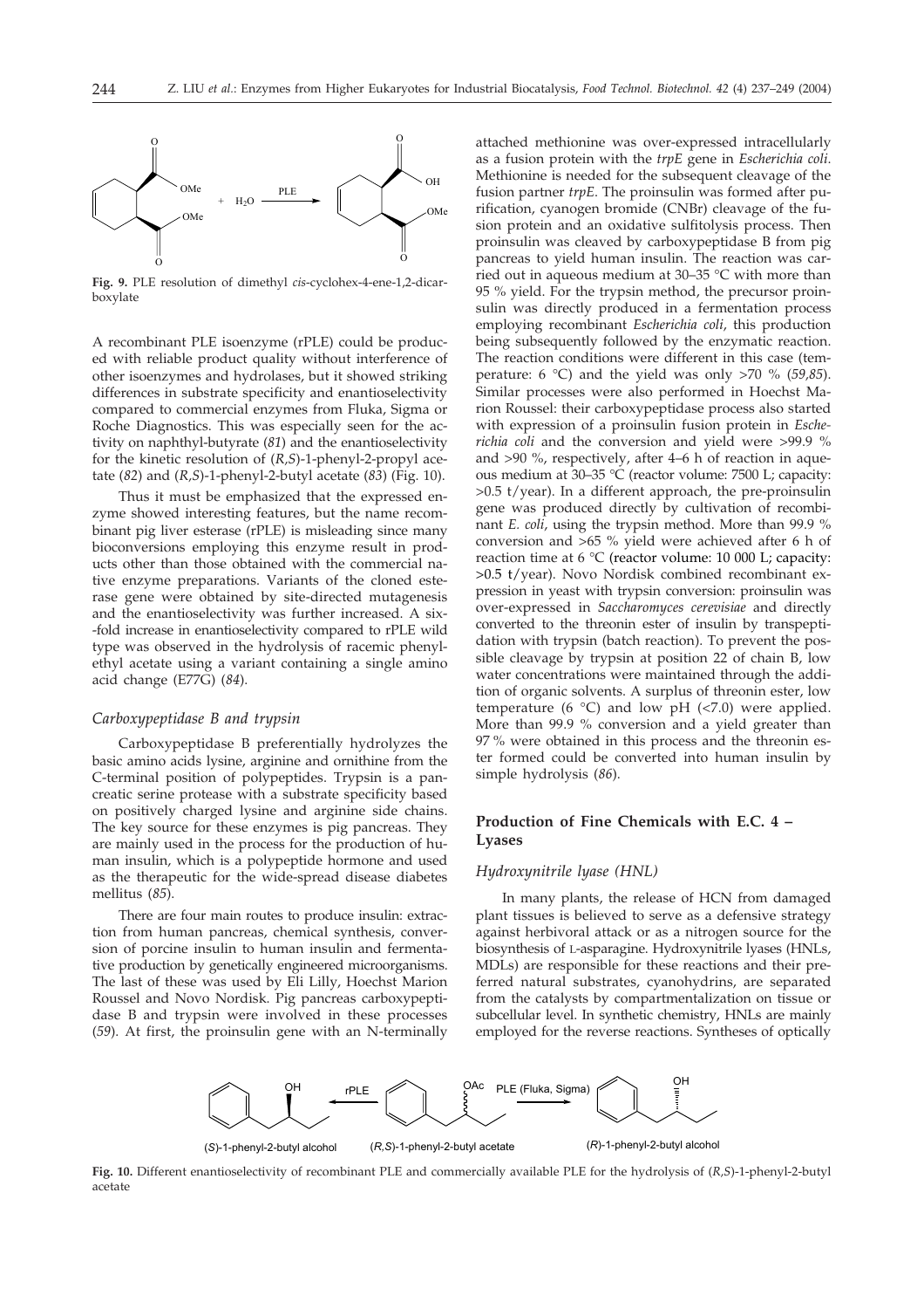**Fig. 9.** PLE resolution of dimethyl *cis*-cyclohex-4-ene-1,2-dicarboxylate

A recombinant PLE isoenzyme (rPLE) could be produced with reliable product quality without interference of other isoenzymes and hydrolases, but it showed striking differences in substrate specificity and enantioselectivity compared to commercial enzymes from Fluka, Sigma or Roche Diagnostics. This was especially seen for the activity on naphthyl-butyrate (*81*) and the enantioselectivity for the kinetic resolution of (*R,S*)-1-phenyl-2-propyl acetate (*82*) and (*R,S*)-1-phenyl-2-butyl acetate (*83*) (Fig. 10).

Thus it must be emphasized that the expressed enzyme showed interesting features, but the name recombinant pig liver esterase (rPLE) is misleading since many bioconversions employing this enzyme result in products other than those obtained with the commercial native enzyme preparations. Variants of the cloned esterase gene were obtained by site-directed mutagenesis and the enantioselectivity was further increased. A six-fold increase in enantioselectivity compared to rPLE wild type was observed in the hydrolysis of racemic phenylethyl acetate using a variant containing a single amino acid change (E77G) (*84*).

### *Carboxypeptidase B and trypsin*

Carboxypeptidase B preferentially hydrolyzes the basic amino acids lysine, arginine and ornithine from the C-terminal position of polypeptides. Trypsin is a pancreatic serine protease with a substrate specificity based on positively charged lysine and arginine side chains. The key source for these enzymes is pig pancreas. They are mainly used in the process for the production of human insulin, which is a polypeptide hormone and used as the therapeutic for the wide-spread disease diabetes mellitus (*85*).

There are four main routes to produce insulin: extraction from human pancreas, chemical synthesis, conversion of porcine insulin to human insulin and fermentative production by genetically engineered microorganisms. The last of these was used by Eli Lilly, Hoechst Marion Roussel and Novo Nordisk. Pig pancreas carboxypeptidase B and trypsin were involved in these processes (*59*). At first, the proinsulin gene with an N-terminally attached methionine was over-expressed intracellularly as a fusion protein with the *trpE* gene in *Escherichia coli*. Methionine is needed for the subsequent cleavage of the fusion partner *trpE*. The proinsulin was formed after purification, cyanogen bromide (CNBr) cleavage of the fusion protein and an oxidative sulfitolysis process. Then proinsulin was cleaved by carboxypeptidase B from pig pancreas to yield human insulin. The reaction was carried out in aqueous medium at 30–35 °C with more than 95 % yield. For the trypsin method, the precursor proinsulin was directly produced in a fermentation process employing recombinant *Escherichia coli*, this production being subsequently followed by the enzymatic reaction. The reaction conditions were different in this case (temperature: 6 °C) and the yield was only >70 % (*59,85*). Similar processes were also performed in Hoechst Marion Roussel: their carboxypeptidase process also started with expression of a proinsulin fusion protein in *Escherichia coli* and the conversion and yield were >99.9 % and >90 %, respectively, after 4–6 h of reaction in aqueous medium at 30–35 °C (reactor volume: 7500 L; capacity: >0.5 t/year). In a different approach, the pre-proinsulin gene was produced directly by cultivation of recombinant *E. coli*, using the trypsin method. More than 99.9 % conversion and >65 % yield were achieved after 6 h of reaction time at 6 °C (reactor volume: 10 000 L; capacity: >0.5 t/year). Novo Nordisk combined recombinant expression in yeast with trypsin conversion: proinsulin was over-expressed in *Saccharomyces cerevisiae* and directly converted to the threonin ester of insulin by transpeptidation with trypsin (batch reaction). To prevent the possible cleavage by trypsin at position 22 of chain B, low water concentrations were maintained through the addition of organic solvents. A surplus of threonin ester, low temperature (6 °C) and low pH (<7.0) were applied. More than 99.9 % conversion and a yield greater than 97 % were obtained in this process and the threonin ester formed could be converted into human insulin by simple hydrolysis (*86*).

## Production of Fine Chemicals with E.C. 4 – Lyases

### *Hydroxynitrile lyase (HNL)*

In many plants, the release of HCN from damaged plant tissues is believed to serve as a defensive strategy against herbivoral attack or as a nitrogen source for the biosynthesis of L-asparagine. Hydroxynitrile lyases (HNLs, MDLs) are responsible for these reactions and their preferred natural substrates, cyanohydrins, are separated from the catalysts by compartmentalization on tissue or subcellular level. In synthetic chemistry, HNLs are mainly employed for the reverse reactions. Syntheses of optically

**Fig. 10.** Different enantioselectivity of recombinant PLE and commercially available PLE for the hydrolysis of (*R,S*)-1-phenyl-2-butyl acetate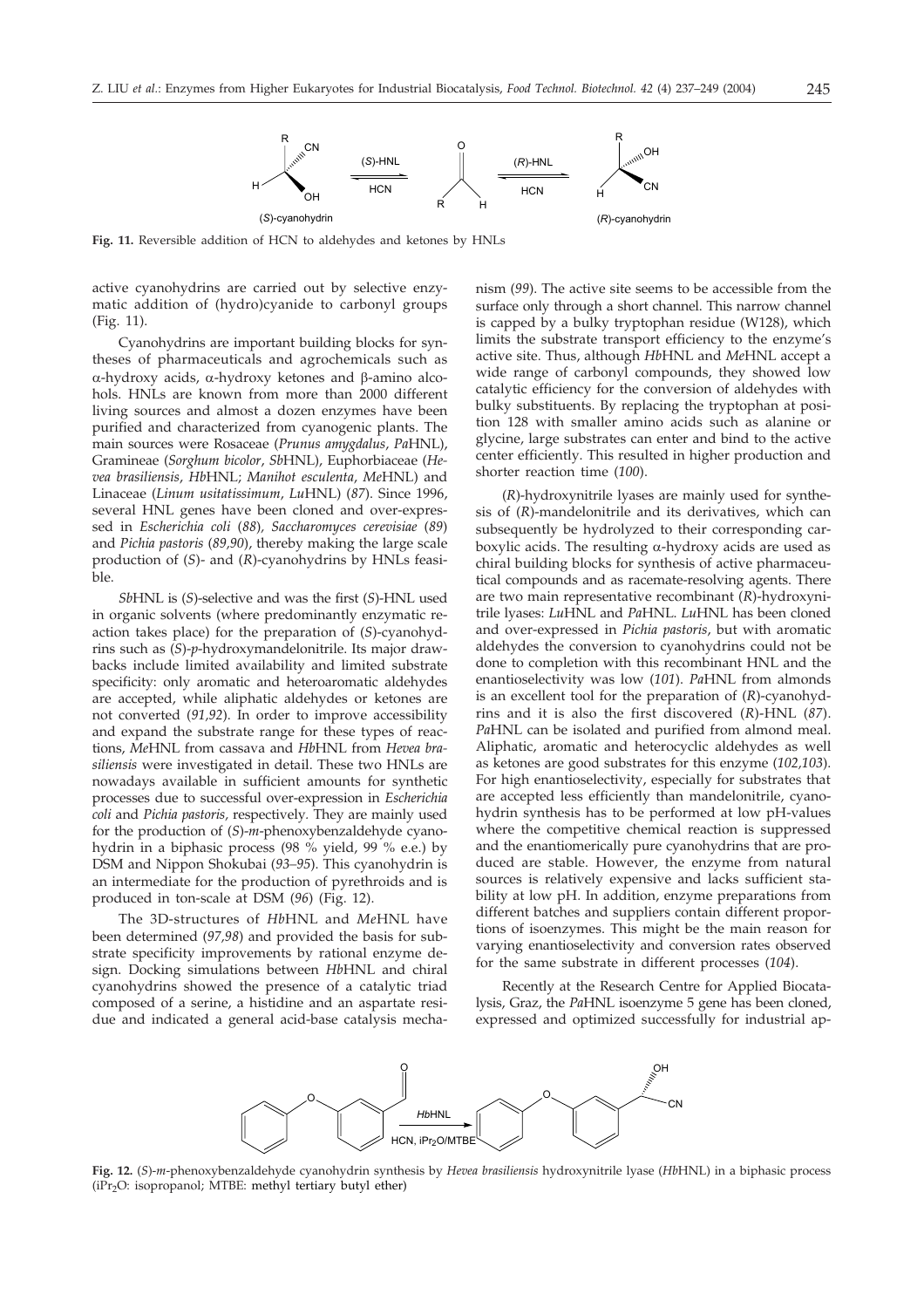**Fig. 11.** Reversible addition of HCN to aldehydes and ketones by HNLs

active cyanohydrins are carried out by selective enzymatic addition of (hydro)cyanide to carbonyl groups (Fig. 11).

Cyanohydrins are important building blocks for syntheses of pharmaceuticals and agrochemicals such as α-hydroxy acids, α-hydroxy ketones and β-amino alcohols. HNLs are known from more than 2000 different living sources and almost a dozen enzymes have been purified and characterized from cyanogenic plants. The main sources were Rosaceae (*Prunus amygdalus*, *Pa*HNL), Gramineae (*Sorghum bicolor*, *Sb*HNL), Euphorbiaceae (*Hevea brasiliensis*, *Hb*HNL; *Manihot esculenta*, *Me*HNL) and Linaceae (*Linum usitatissimum*, *Lu*HNL) (*87*). Since 1996, several HNL genes have been cloned and over-expressed in *Escherichia coli* (*88*), *Saccharomyces cerevisiae* (*89*) and *Pichia pastoris* (*89,90*), thereby making the large scale production of (*S*)- and (*R*)-cyanohydrins by HNLs feasible.

*Sb*HNL is (*S*)-selective and was the first (*S*)-HNL used in organic solvents (where predominantly enzymatic reaction takes place) for the preparation of (*S*)-cyanohydrins such as (*S*)-*p*-hydroxymandelonitrile. Its major drawbacks include limited availability and limited substrate specificity: only aromatic and heteroaromatic aldehydes are accepted, while aliphatic aldehydes or ketones are not converted (*91,92*). In order to improve accessibility and expand the substrate range for these types of reactions, *Me*HNL from cassava and *Hb*HNL from *Hevea brasiliensis* were investigated in detail. These two HNLs are nowadays available in sufficient amounts for synthetic processes due to successful over-expression in *Escherichia coli* and *Pichia pastoris*, respectively. They are mainly used for the production of (*S*)-*m*-phenoxybenzaldehyde cyanohydrin in a biphasic process (98 % yield, 99 % e.e.) by DSM and Nippon Shokubai (*93–95*). This cyanohydrin is an intermediate for the production of pyrethroids and is produced in ton-scale at DSM (*96*) (Fig. 12).

The 3D-structures of *Hb*HNL and *Me*HNL have been determined (*97,98*) and provided the basis for substrate specificity improvements by rational enzyme design. Docking simulations between *Hb*HNL and chiral cyanohydrins showed the presence of a catalytic triad composed of a serine, a histidine and an aspartate residue and indicated a general acid-base catalysis mechanism (*99*). The active site seems to be accessible from the surface only through a short channel. This narrow channel is capped by a bulky tryptophan residue (W128), which limits the substrate transport efficiency to the enzyme's active site. Thus, although *Hb*HNL and *Me*HNL accept a wide range of carbonyl compounds, they showed low catalytic efficiency for the conversion of aldehydes with bulky substituents. By replacing the tryptophan at position 128 with smaller amino acids such as alanine or glycine, large substrates can enter and bind to the active center efficiently. This resulted in higher production and shorter reaction time (*100*).

(*R*)-hydroxynitrile lyases are mainly used for synthesis of (*R*)-mandelonitrile and its derivatives, which can subsequently be hydrolyzed to their corresponding carboxylic acids. The resulting α-hydroxy acids are used as chiral building blocks for synthesis of active pharmaceutical compounds and as racemate-resolving agents. There are two main representative recombinant (*R*)-hydroxynitrile lyases: *Lu*HNL and *Pa*HNL. *Lu*HNL has been cloned and over-expressed in *Pichia pastoris*, but with aromatic aldehydes the conversion to cyanohydrins could not be done to completion with this recombinant HNL and the enantioselectivity was low (*101*). *Pa*HNL from almonds is an excellent tool for the preparation of (*R*)-cyanohydrins and it is also the first discovered (*R*)-HNL (*87*). *Pa*HNL can be isolated and purified from almond meal. Aliphatic, aromatic and heterocyclic aldehydes as well as ketones are good substrates for this enzyme (*102,103*). For high enantioselectivity, especially for substrates that are accepted less efficiently than mandelonitrile, cyanohydrin synthesis has to be performed at low pH-values where the competitive chemical reaction is suppressed and the enantiomerically pure cyanohydrins that are produced are stable. However, the enzyme from natural sources is relatively expensive and lacks sufficient stability at low pH. In addition, enzyme preparations from different batches and suppliers contain different proportions of isoenzymes. This might be the main reason for varying enantioselectivity and conversion rates observed for the same substrate in different processes (*104*).

Recently at the Research Centre for Applied Biocatalysis, Graz, the *Pa*HNL isoenzyme 5 gene has been cloned, expressed and optimized successfully for industrial ap-

**Fig. 12.** (*S*)-*m*-phenoxybenzaldehyde cyanohydrin synthesis by *Hevea brasiliensis* hydroxynitrile lyase (*Hb*HNL) in a biphasic process ($iPr_2O$: isopropanol; MTBE: methyl tertiary butyl ether)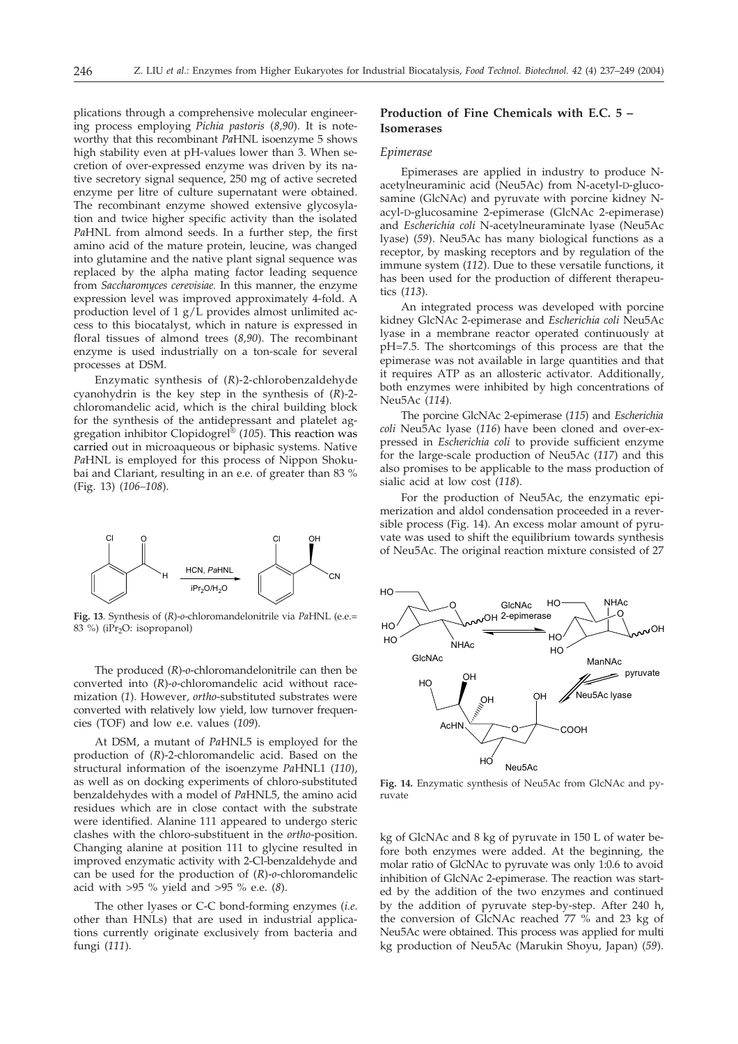plications through a comprehensive molecular engineering process employing *Pichia pastoris* (*8,90*). It is noteworthy that this recombinant *Pa*HNL isoenzyme 5 shows high stability even at pH-values lower than 3. When secretion of over-expressed enzyme was driven by its native secretory signal sequence, 250 mg of active secreted enzyme per litre of culture supernatant were obtained. The recombinant enzyme showed extensive glycosylation and twice higher specific activity than the isolated *Pa*HNL from almond seeds. In a further step, the first amino acid of the mature protein, leucine, was changed into glutamine and the native plant signal sequence was replaced by the alpha mating factor leading sequence from *Saccharomyces cerevisiae.* In this manner, the enzyme expression level was improved approximately 4-fold. A production level of 1 g/L provides almost unlimited access to this biocatalyst, which in nature is expressed in floral tissues of almond trees (*8,90*). The recombinant enzyme is used industrially on a ton-scale for several processes at DSM.

Enzymatic synthesis of (*R*)-2-chlorobenzaldehyde cyanohydrin is the key step in the synthesis of (*R*)-2-chloromandelic acid, which is the chiral building block for the synthesis of the antidepressant and platelet aggregation inhibitor Clopidogrel® (*105*). This reaction was carried out in microaqueous or biphasic systems. Native *Pa*HNL is employed for this process of Nippon Shokubai and Clariant, resulting in an e.e. of greater than 83 % (Fig. 13) (*106–108*).

**Fig. 13**. Synthesis of (*R*)-*o*-chloromandelonitrile via *Pa*HNL (e.e.= 83 %) ($iPr_2O$: isopropanol)

The produced (*R*)-*o*-chloromandelonitrile can then be converted into (*R*)-*o*-chloromandelic acid without racemization (*1*). However, *ortho*-substituted substrates were converted with relatively low yield, low turnover frequencies (TOF) and low e.e. values (*109*).

At DSM, a mutant of *Pa*HNL5 is employed for the production of (*R*)-2-chloromandelic acid. Based on the structural information of the isoenzyme *Pa*HNL1 (*110*), as well as on docking experiments of chloro-substituted benzaldehydes with a model of *Pa*HNL5, the amino acid residues which are in close contact with the substrate were identified. Alanine 111 appeared to undergo steric clashes with the chloro-substituent in the *ortho*-position. Changing alanine at position 111 to glycine resulted in improved enzymatic activity with 2-Cl-benzaldehyde and can be used for the production of (*R*)-*o*-chloromandelic acid with >95 % yield and >95 % e.e. (*8*).

The other lyases or C-C bond-forming enzymes (*i.e.* other than HNLs) that are used in industrial applications currently originate exclusively from bacteria and fungi (*111*).

## Production of Fine Chemicals with E.C. 5 – Isomerases

### *Epimerase*

Epimerases are applied in industry to produce N-acetylneuraminic acid (Neu5Ac) from N-acetyl-D-glucosamine (GlcNAc) and pyruvate with porcine kidney N-acyl-D-glucosamine 2-epimerase (GlcNAc 2-epimerase) and *Escherichia coli* N-acetylneuraminate lyase (Neu5Ac lyase) (*59*). Neu5Ac has many biological functions as a receptor, by masking receptors and by regulation of the immune system (*112*). Due to these versatile functions, it has been used for the production of different therapeutics (*113*).

An integrated process was developed with porcine kidney GlcNAc 2-epimerase and *Escherichia coli* Neu5Ac lyase in a membrane reactor operated continuously at pH=7.5. The shortcomings of this process are that the epimerase was not available in large quantities and that it requires ATP as an allosteric activator. Additionally, both enzymes were inhibited by high concentrations of Neu5Ac (*114*).

The porcine GlcNAc 2-epimerase (*115*) and *Escherichia coli* Neu5Ac lyase (*116*) have been cloned and over-expressed in *Escherichia coli* to provide sufficient enzyme for the large-scale production of Neu5Ac (*117*) and this also promises to be applicable to the mass production of sialic acid at low cost (*118*).

For the production of Neu5Ac, the enzymatic epimerization and aldol condensation proceeded in a reversible process (Fig. 14). An excess molar amount of pyruvate was used to shift the equilibrium towards synthesis of Neu5Ac. The original reaction mixture consisted of 27 kg of GlcNAc and 8 kg of pyruvate in 150 L of water before both enzymes were added. At the beginning, the molar ratio of GlcNAc to pyruvate was only 1:0.6 to avoid inhibition of GlcNAc 2-epimerase. The reaction was started by the addition of the two enzymes and continued by the addition of pyruvate step-by-step. After 240 h, the conversion of GlcNAc reached 77 % and 23 kg of Neu5Ac were obtained. This process was applied for multi kg production of Neu5Ac (Marukin Shoyu, Japan) (*59*).

**Fig. 14.** Enzymatic synthesis of Neu5Ac from GlcNAc and pyruvate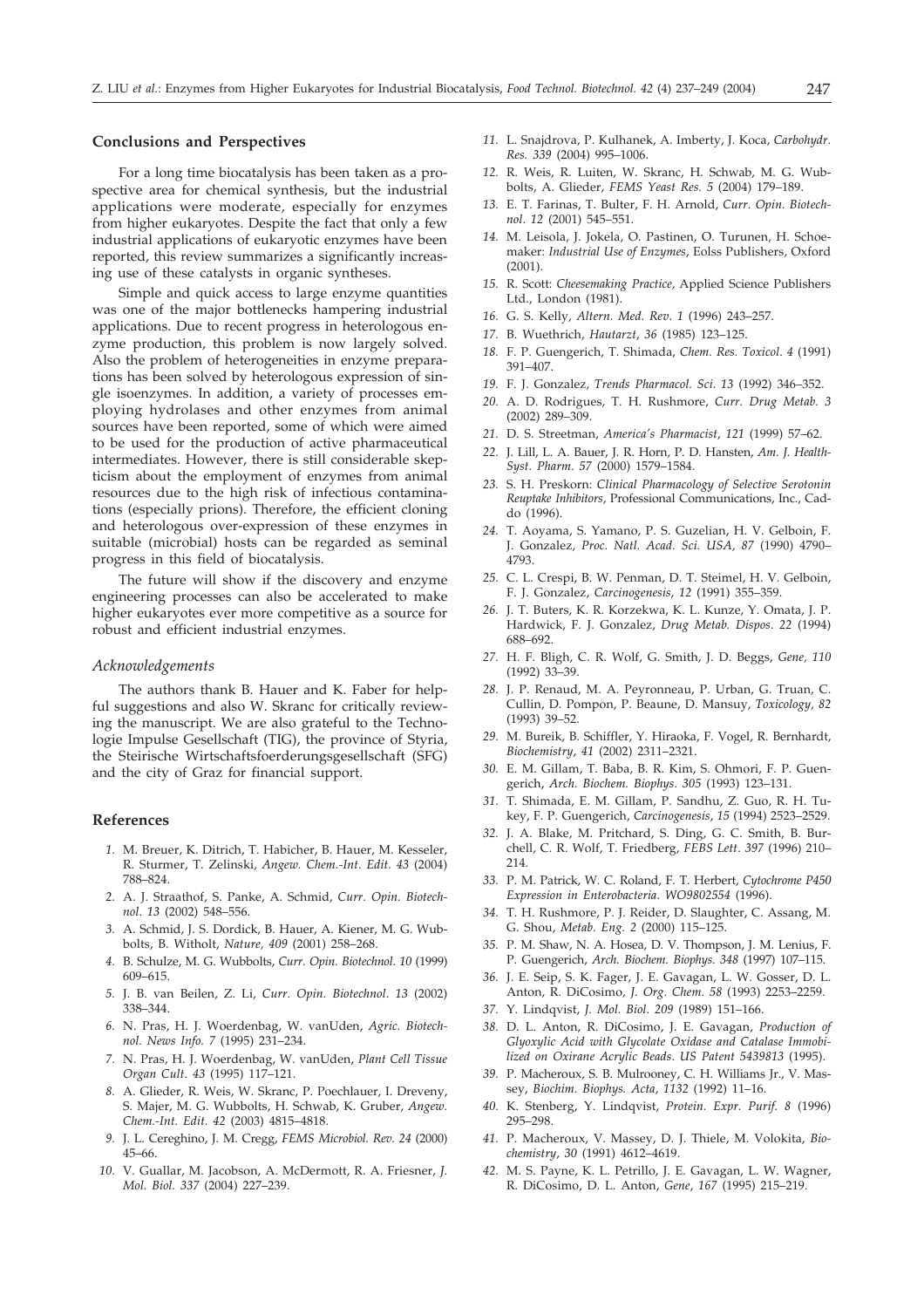## Conclusions and Perspectives

For a long time biocatalysis has been taken as a prospective area for chemical synthesis, but the industrial applications were moderate, especially for enzymes from higher eukaryotes. Despite the fact that only a few industrial applications of eukaryotic enzymes have been reported, this review summarizes a significantly increasing use of these catalysts in organic syntheses.

Simple and quick access to large enzyme quantities was one of the major bottlenecks hampering industrial applications. Due to recent progress in heterologous enzyme production, this problem is now largely solved. Also the problem of heterogeneities in enzyme preparations has been solved by heterologous expression of single isoenzymes. In addition, a variety of processes employing hydrolases and other enzymes from animal sources have been reported, some of which were aimed to be used for the production of active pharmaceutical intermediates. However, there is still considerable skepticism about the employment of enzymes from animal resources due to the high risk of infectious contaminations (especially prions). Therefore, the efficient cloning and heterologous over-expression of these enzymes in suitable (microbial) hosts can be regarded as seminal progress in this field of biocatalysis.

The future will show if the discovery and enzyme engineering processes can also be accelerated to make higher eukaryotes ever more competitive as a source for robust and efficient industrial enzymes.

### *Acknowledgements*

The authors thank B. Hauer and K. Faber for helpful suggestions and also W. Skranc for critically reviewing the manuscript. We are also grateful to the Technologie Impulse Gesellschaft (TIG), the province of Styria, the Steirische Wirtschaftsfoerderungsgesellschaft (SFG) and the city of Graz for financial support.

## References

1. M. Breuer, K. Ditrich, T. Habicher, B. Hauer, M. Kesseler, R. Sturmer, T. Zelinski, *Angew. Chem.-Int. Edit. 43* (2004) 788–824.
2. A. J. Straathof, S. Panke, A. Schmid, *Curr. Opin. Biotechnol. 13* (2002) 548–556.
3. A. Schmid, J. S. Dordick, B. Hauer, A. Kiener, M. G. Wubbolts, B. Witholt, *Nature, 409* (2001) 258–268.
4. B. Schulze, M. G. Wubbolts, *Curr. Opin. Biotechnol. 10* (1999) 609–615.
5. J. B. van Beilen, Z. Li, *Curr. Opin. Biotechnol. 13* (2002) 338–344.
6. N. Pras, H. J. Woerdenbag, W. vanUden, *Agric. Biotechnol. News Info. 7* (1995) 231–234.
7. N. Pras, H. J. Woerdenbag, W. vanUden, *Plant Cell Tissue Organ Cult. 43* (1995) 117–121.
8. A. Glieder, R. Weis, W. Skranc, P. Poechlauer, I. Dreveny, S. Majer, M. G. Wubbolts, H. Schwab, K. Gruber, *Angew. Chem.-Int. Edit. 42* (2003) 4815–4818.
9. J. L. Cereghino, J. M. Cregg, *FEMS Microbiol. Rev. 24* (2000) 45–66.
10. V. Guallar, M. Jacobson, A. McDermott, R. A. Friesner, *J. Mol. Biol. 337* (2004) 227–239.
11. L. Snajdrova, P. Kulhanek, A. Imberty, J. Koca, *Carbohydr. Res. 339* (2004) 995–1006.
12. R. Weis, R. Luiten, W. Skranc, H. Schwab, M. G. Wubbolts, A. Glieder, *FEMS Yeast Res. 5* (2004) 179–189.
13. E. T. Farinas, T. Bulter, F. H. Arnold, *Curr. Opin. Biotechnol. 12* (2001) 545–551.
14. M. Leisola, J. Jokela, O. Pastinen, O. Turunen, H. Schoemaker: *Industrial Use of Enzymes*, Eolss Publishers, Oxford (2001).
15. R. Scott: *Cheesemaking Practice*, Applied Science Publishers Ltd., London (1981).
16. G. S. Kelly, *Altern. Med. Rev. 1* (1996) 243–257.
17. B. Wuethrich, *Hautarzt, 36* (1985) 123–125.
18. F. P. Guengerich, T. Shimada, *Chem. Res. Toxicol. 4* (1991) 391–407.
19. F. J. Gonzalez, *Trends Pharmacol. Sci. 13* (1992) 346–352.
20. A. D. Rodrigues, T. H. Rushmore, *Curr. Drug Metab. 3* (2002) 289–309.
21. D. S. Streetman, *America's Pharmacist, 121* (1999) 57–62.
22. J. Lill, L. A. Bauer, J. R. Horn, P. D. Hansten, *Am. J. Health-Syst. Pharm. 57* (2000) 1579–1584.
23. S. H. Preskorn: *Clinical Pharmacology of Selective Serotonin Reuptake Inhibitors*, Professional Communications, Inc., Caddo (1996).
24. T. Aoyama, S. Yamano, P. S. Guzelian, H. V. Gelboin, F. J. Gonzalez, *Proc. Natl. Acad. Sci. USA, 87* (1990) 4790–4793.
25. C. L. Crespi, B. W. Penman, D. T. Steimel, H. V. Gelboin, F. J. Gonzalez, *Carcinogenesis, 12* (1991) 355–359.
26. J. T. Buters, K. R. Korzekwa, K. L. Kunze, Y. Omata, J. P. Hardwick, F. J. Gonzalez, *Drug Metab. Dispos. 22* (1994) 688–692.
27. H. F. Bligh, C. R. Wolf, G. Smith, J. D. Beggs, *Gene, 110* (1992) 33–39.
28. J. P. Renaud, M. A. Peyronneau, P. Urban, G. Truan, C. Cullin, D. Pompon, P. Beaune, D. Mansuy, *Toxicology, 82* (1993) 39–52.
29. M. Bureik, B. Schiffler, Y. Hiraoka, F. Vogel, R. Bernhardt, *Biochemistry, 41* (2002) 2311–2321.
30. E. M. Gillam, T. Baba, B. R. Kim, S. Ohmori, F. P. Guengerich, *Arch. Biochem. Biophys. 305* (1993) 123–131.
31. T. Shimada, E. M. Gillam, P. Sandhu, Z. Guo, R. H. Tukey, F. P. Guengerich, *Carcinogenesis, 15* (1994) 2523–2529.
32. J. A. Blake, M. Pritchard, S. Ding, G. C. Smith, B. Burchell, C. R. Wolf, T. Friedberg, *FEBS Lett. 397* (1996) 210–214.
33. P. M. Patrick, W. C. Roland, F. T. Herbert, *Cytochrome P450 Expression in Enterobacteria. WO9802554* (1996).
34. T. H. Rushmore, P. J. Reider, D. Slaughter, C. Assang, M. G. Shou, *Metab. Eng. 2* (2000) 115–125.
35. P. M. Shaw, N. A. Hosea, D. V. Thompson, J. M. Lenius, F. P. Guengerich, *Arch. Biochem. Biophys. 348* (1997) 107–115.
36. J. E. Seip, S. K. Fager, J. E. Gavagan, L. W. Gosser, D. L. Anton, R. DiCosimo, *J. Org. Chem. 58* (1993) 2253–2259.
37. Y. Lindqvist, *J. Mol. Biol. 209* (1989) 151–166.
38. D. L. Anton, R. DiCosimo, J. E. Gavagan, *Production of Glyoxylic Acid with Glycolate Oxidase and Catalase Immobilized on Oxirane Acrylic Beads. US Patent 5439813* (1995).
39. P. Macheroux, S. B. Mulrooney, C. H. Williams Jr., V. Massey, *Biochim. Biophys. Acta, 1132* (1992) 11–16.
40. K. Stenberg, Y. Lindqvist, *Protein. Expr. Purif. 8* (1996) 295–298.
41. P. Macheroux, V. Massey, D. J. Thiele, M. Volokita, *Biochemistry, 30* (1991) 4612–4619.
42. M. S. Payne, K. L. Petrillo, J. E. Gavagan, L. W. Wagner, R. DiCosimo, D. L. Anton, *Gene, 167* (1995) 215–219.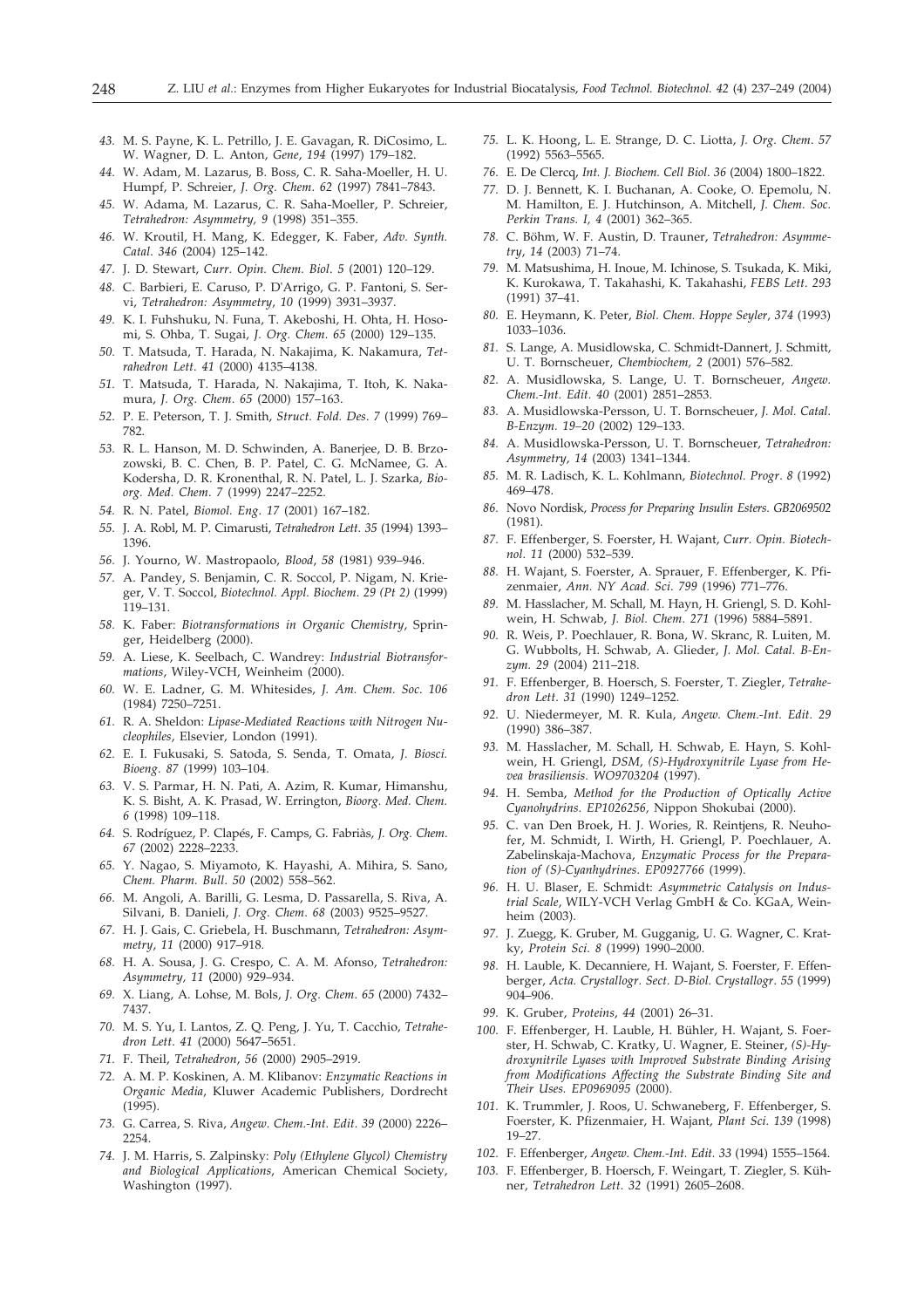43. M. S. Payne, K. L. Petrillo, J. E. Gavagan, R. DiCosimo, L. W. Wagner, D. L. Anton, *Gene*, *194* (1997) 179–182.
44. W. Adam, M. Lazarus, B. Boss, C. R. Saha-Moeller, H. U. Humpf, P. Schreier, *J. Org. Chem*. *62* (1997) 7841–7843.
45. W. Adama, M. Lazarus, C. R. Saha-Moeller, P. Schreier, *Tetrahedron: Asymmetry*, *9* (1998) 351–355.
46. W. Kroutil, H. Mang, K. Edegger, K. Faber, *Adv. Synth. Catal*. *346* (2004) 125–142.
47. J. D. Stewart, *Curr. Opin. Chem. Biol*. *5* (2001) 120–129.
48. C. Barbieri, E. Caruso, P. D'Arrigo, G. P. Fantoni, S. Servi, *Tetrahedron: Asymmetry*, *10* (1999) 3931–3937.
49. K. I. Fuhshuku, N. Funa, T. Akeboshi, H. Ohta, H. Hosomi, S. Ohba, T. Sugai, *J. Org. Chem*. *65* (2000) 129–135.
50. T. Matsuda, T. Harada, N. Nakajima, K. Nakamura, *Tetrahedron Lett*. *41* (2000) 4135–4138.
51. T. Matsuda, T. Harada, N. Nakajima, T. Itoh, K. Nakamura, *J. Org. Chem*. *65* (2000) 157–163.
52. P. E. Peterson, T. J. Smith, *Struct. Fold. Des*. *7* (1999) 769–782.
53. R. L. Hanson, M. D. Schwinden, A. Banerjee, D. B. Brzozowski, B. C. Chen, B. P. Patel, C. G. McNamee, G. A. Kodersha, D. R. Kronenthal, R. N. Patel, L. J. Szarka, *Bioorg. Med. Chem*. *7* (1999) 2247–2252.
54. R. N. Patel, *Biomol. Eng*. *17* (2001) 167–182.
55. J. A. Robl, M. P. Cimarusti, *Tetrahedron Lett*. *35* (1994) 1393–1396.
56. J. Yourno, W. Mastropaolo, *Blood*, *58* (1981) 939–946.
57. A. Pandey, S. Benjamin, C. R. Soccol, P. Nigam, N. Krieger, V. T. Soccol, *Biotechnol. Appl. Biochem*. *29 (Pt 2)* (1999) 119–131.
58. K. Faber: *Biotransformations in Organic Chemistry*, Springer, Heidelberg (2000).
59. A. Liese, K. Seelbach, C. Wandrey: *Industrial Biotransformations*, Wiley-VCH, Weinheim (2000).
60. W. E. Ladner, G. M. Whitesides, *J. Am. Chem. Soc*. *106* (1984) 7250–7251.
61. R. A. Sheldon: *Lipase-Mediated Reactions with Nitrogen Nucleophiles*, Elsevier, London (1991).
62. E. I. Fukusaki, S. Satoda, S. Senda, T. Omata, *J. Biosci. Bioeng*. *87* (1999) 103–104.
63. V. S. Parmar, H. N. Pati, A. Azim, R. Kumar, Himanshu, K. S. Bisht, A. K. Prasad, W. Errington, *Bioorg. Med. Chem*. *6* (1998) 109–118.
64. S. Rodríguez, P. Clapés, F. Camps, G. Fabriàs, *J. Org. Chem*. *67* (2002) 2228–2233.
65. Y. Nagao, S. Miyamoto, K. Hayashi, A. Mihira, S. Sano, *Chem. Pharm. Bull*. *50* (2002) 558–562.
66. M. Angoli, A. Barilli, G. Lesma, D. Passarella, S. Riva, A. Silvani, B. Danieli, *J. Org. Chem*. *68* (2003) 9525–9527.
67. H. J. Gais, C. Griebela, H. Buschmann, *Tetrahedron: Asymmetry*, *11* (2000) 917–918.
68. H. A. Sousa, J. G. Crespo, C. A. M. Afonso, *Tetrahedron: Asymmetry*, *11* (2000) 929–934.
69. X. Liang, A. Lohse, M. Bols, *J. Org. Chem*. *65* (2000) 7432–7437.
70. M. S. Yu, I. Lantos, Z. Q. Peng, J. Yu, T. Cacchio, *Tetrahedron Lett*. *41* (2000) 5647–5651.
71. F. Theil, *Tetrahedron*, *56* (2000) 2905–2919.
72. A. M. P. Koskinen, A. M. Klibanov: *Enzymatic Reactions in Organic Media*, Kluwer Academic Publishers, Dordrecht (1995).
73. G. Carrea, S. Riva, *Angew. Chem.-Int. Edit*. *39* (2000) 2226–2254.
74. J. M. Harris, S. Zalpinsky: *Poly (Ethylene Glycol) Chemistry and Biological Applications*, American Chemical Society, Washington (1997).
75. L. K. Hoong, L. E. Strange, D. C. Liotta, *J. Org. Chem*. *57* (1992) 5563–5565.
76. E. De Clercq, *Int. J. Biochem. Cell Biol*. *36* (2004) 1800–1822.
77. D. J. Bennett, K. I. Buchanan, A. Cooke, O. Epemolu, N. M. Hamilton, E. J. Hutchinson, A. Mitchell, *J. Chem. Soc. Perkin Trans. I*, *4* (2001) 362–365.
78. C. Böhm, W. F. Austin, D. Trauner, *Tetrahedron: Asymmetry*, *14* (2003) 71–74.
79. M. Matsushima, H. Inoue, M. Ichinose, S. Tsukada, K. Miki, K. Kurokawa, T. Takahashi, K. Takahashi, *FEBS Lett*. *293* (1991) 37–41.
80. E. Heymann, K. Peter, *Biol. Chem. Hoppe Seyler*, *374* (1993) 1033–1036.
81. S. Lange, A. Musidlowska, C. Schmidt-Dannert, J. Schmitt, U. T. Bornscheuer, *Chembiochem*, *2* (2001) 576–582.
82. A. Musidlowska, S. Lange, U. T. Bornscheuer, *Angew. Chem.-Int. Edit*. *40* (2001) 2851–2853.
83. A. Musidlowska-Persson, U. T. Bornscheuer, *J. Mol. Catal. B-Enzym*. *19–20* (2002) 129–133.
84. A. Musidlowska-Persson, U. T. Bornscheuer, *Tetrahedron: Asymmetry*, *14* (2003) 1341–1344.
85. M. R. Ladisch, K. L. Kohlmann, *Biotechnol. Progr*. *8* (1992) 469–478.
86. Novo Nordisk, *Process for Preparing Insulin Esters. GB2069502* (1981).
87. F. Effenberger, S. Foerster, H. Wajant, *Curr. Opin. Biotechnol*. *11* (2000) 532–539.
88. H. Wajant, S. Foerster, A. Sprauer, F. Effenberger, K. Pfizenmaier, *Ann. NY Acad. Sci*. *799* (1996) 771–776.
89. M. Hasslacher, M. Schall, M. Hayn, H. Griengl, S. D. Kohlwein, H. Schwab, *J. Biol. Chem*. *271* (1996) 5884–5891.
90. R. Weis, P. Poechlauer, R. Bona, W. Skranc, R. Luiten, M. G. Wubbolts, H. Schwab, A. Glieder, *J. Mol. Catal. B-Enzym*. *29* (2004) 211–218.
91. F. Effenberger, B. Hoersch, S. Foerster, T. Ziegler, *Tetrahedron Lett*. *31* (1990) 1249–1252.
92. U. Niedermeyer, M. R. Kula, *Angew. Chem.-Int. Edit*. *29* (1990) 386–387.
93. M. Hasslacher, M. Schall, H. Schwab, E. Hayn, S. Kohlwein, H. Griengl, *DSM*, *(S)-Hydroxynitrile Lyase from Hevea brasiliensis. WO9703204* (1997).
94. H. Semba, *Method for the Production of Optically Active Cyanohydrins. EP1026256*, Nippon Shokubai (2000).
95. C. van Den Broek, H. J. Wories, R. Reintjens, R. Neuhofer, M. Schmidt, I. Wirth, H. Griengl, P. Poechlauer, A. Zabelinskaja-Machova, *Enzymatic Process for the Preparation of (S)-Cyanhydrins. EP0927766* (1999).
96. H. U. Blaser, E. Schmidt: *Asymmetric Catalysis on Industrial Scale*, WILY-VCH Verlag GmbH & Co. KGaA, Weinheim (2003).
97. J. Zuegg, K. Gruber, M. Gugganig, U. G. Wagner, C. Kratky, *Protein Sci*. *8* (1999) 1990–2000.
98. H. Lauble, K. Decanniere, H. Wajant, S. Foerster, F. Effenberger, *Acta. Crystallogr. Sect. D-Biol. Crystallogr*. *55* (1999) 904–906.
99. K. Gruber, *Proteins*, *44* (2001) 26–31.
100. F. Effenberger, H. Lauble, H. Bühler, H. Wajant, S. Foerster, H. Schwab, C. Kratky, U. Wagner, E. Steiner, *(S)-Hydroxynitrile Lyases with Improved Substrate Binding Arising from Modifications Affecting the Substrate Binding Site and Their Uses. EP0969095* (2000).
101. K. Trummler, J. Roos, U. Schwaneberg, F. Effenberger, S. Foerster, K. Pfizenmaier, H. Wajant, *Plant Sci*. *139* (1998) 19–27.
102. F. Effenberger, *Angew. Chem.-Int. Edit*. *33* (1994) 1555–1564.
103. F. Effenberger, B. Hoersch, F. Weingart, T. Ziegler, S. Kühner, *Tetrahedron Lett*. *32* (1991) 2605–2608.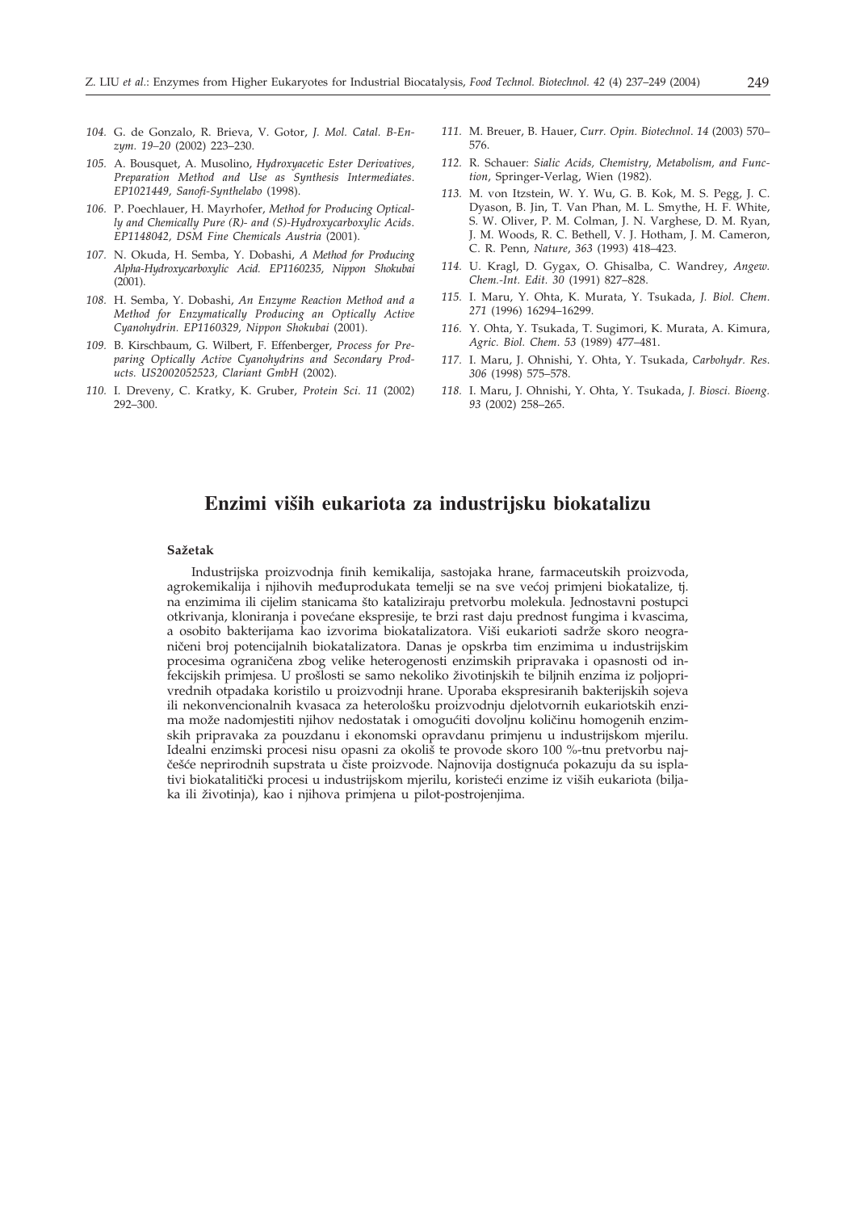*104.* G. de Gonzalo, R. Brieva, V. Gotor, *J. Mol. Catal. B-Enzym. 19–20* (2002) 223–230.

*105.* A. Bousquet, A. Musolino, *Hydroxyacetic Ester Derivatives, Preparation Method and Use as Synthesis Intermediates. EP1021449, Sanofi-Synthelabo* (1998).

*106.* P. Poechlauer, H. Mayrhofer, *Method for Producing Optically and Chemically Pure (R)- and (S)-Hydroxycarboxylic Acids. EP1148042, DSM Fine Chemicals Austria* (2001).

*107.* N. Okuda, H. Semba, Y. Dobashi, *A Method for Producing Alpha-Hydroxycarboxylic Acid. EP1160235, Nippon Shokubai* (2001).

*108.* H. Semba, Y. Dobashi, *An Enzyme Reaction Method and a Method for Enzymatically Producing an Optically Active Cyanohydrin. EP1160329, Nippon Shokubai* (2001).

*109.* B. Kirschbaum, G. Wilbert, F. Effenberger, *Process for Preparing Optically Active Cyanohydrins and Secondary Products. US2002052523, Clariant GmbH* (2002).

*110.* I. Dreveny, C. Kratky, K. Gruber, *Protein Sci. 11* (2002) 292–300.

*111.* M. Breuer, B. Hauer, *Curr. Opin. Biotechnol. 14* (2003) 570–576.

*112.* R. Schauer: *Sialic Acids, Chemistry, Metabolism, and Function*, Springer-Verlag, Wien (1982).

*113.* M. von Itzstein, W. Y. Wu, G. B. Kok, M. S. Pegg, J. C. Dyason, B. Jin, T. Van Phan, M. L. Smythe, H. F. White, S. W. Oliver, P. M. Colman, J. N. Varghese, D. M. Ryan, J. M. Woods, R. C. Bethell, V. J. Hotham, J. M. Cameron, C. R. Penn, *Nature*, *363* (1993) 418–423.

*114.* U. Kragl, D. Gygax, O. Ghisalba, C. Wandrey, *Angew. Chem.-Int. Edit. 30* (1991) 827–828.

*115.* I. Maru, Y. Ohta, K. Murata, Y. Tsukada, *J. Biol. Chem. 271* (1996) 16294–16299.

*116.* Y. Ohta, Y. Tsukada, T. Sugimori, K. Murata, A. Kimura, *Agric. Biol. Chem. 53* (1989) 477–481.

*117.* I. Maru, J. Ohnishi, Y. Ohta, Y. Tsukada, *Carbohydr. Res. 306* (1998) 575–578.

*118.* I. Maru, J. Ohnishi, Y. Ohta, Y. Tsukada, *J. Biosci. Bioeng. 93* (2002) 258–265.

# Enzimi viših eukariota za industrijsku biokatalizu

### Sažetak

Industrijska proizvodnja finih kemikalija, sastojaka hrane, farmaceutskih proizvoda, agrokemikalija i njihovih međuprodukata temelji se na sve većoj primjeni biokatalize, tj. na enzimima ili cijelim stanicama što kataliziraju pretvorbu molekula. Jednostavni postupci otkrivanja, kloniranja i povećane ekspresije, te brzi rast daju prednost fungima i kvascima, a osobito bakterijama kao izvorima biokatalizatora. Viši eukarioti sadrže skoro neograničeni broj potencijalnih biokatalizatora. Danas je opskrba tim enzimima u industrijskim procesima ograničena zbog velike heterogenosti enzimskih pripravaka i opasnosti od infekcijskih primjesa. U prošlosti se samo nekoliko životinjskih te biljnih enzima iz poljoprivrednih otpadaka koristilo u proizvodnji hrane. Uporaba ekspresiranih bakterijskih sojeva ili nekonvencionalnih kvasaca za heterološku proizvodnju djelotvornih eukariotskih enzima može nadomjestiti njihov nedostatak i omogućiti dovoljnu količinu homogenih enzimskih pripravaka za pouzdanu i ekonomski opravdanu primjenu u industrijskom mjerilu. Idealni enzimski procesi nisu opasni za okoliš te provode skoro 100 %-tnu pretvorbu najčešće neprirodnih supstrata u čiste proizvode. Najnovija dostignuća pokazuju da su isplativi biokatalitički procesi u industrijskom mjerilu, koristeći enzime iz viših eukariota (biljaka ili životinja), kao i njihova primjena u pilot-postrojenjima.